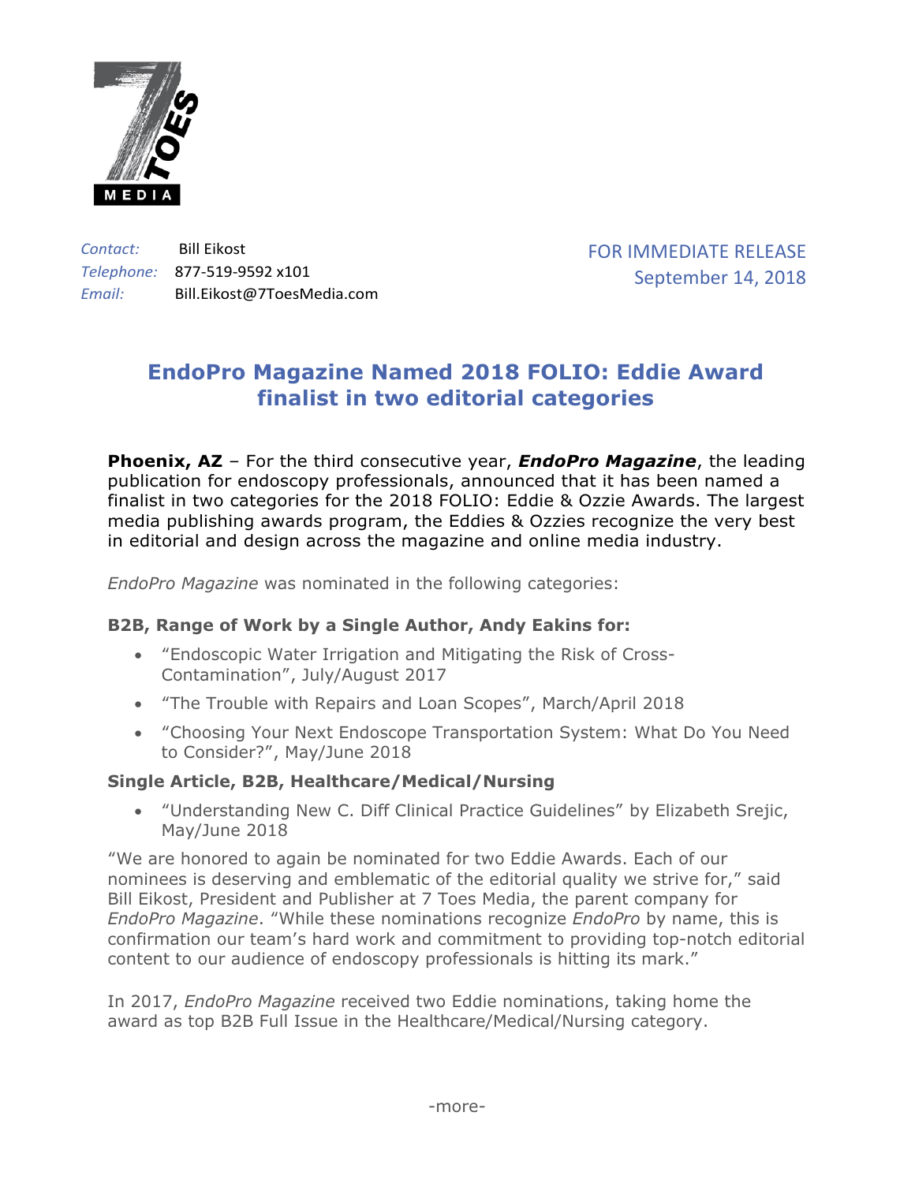*Contact:* Bill Eikost
*Telephone:* 877-519-9592 x101
*Email:* Bill.Eikost@7ToesMedia.com

FOR IMMEDIATE RELEASE
September 14, 2018

# EndoPro Magazine Named 2018 FOLIO: Eddie Award finalist in two editorial categories

**Phoenix, AZ** – For the third consecutive year, ***EndoPro Magazine***, the leading publication for endoscopy professionals, announced that it has been named a finalist in two categories for the 2018 FOLIO: Eddie & Ozzie Awards. The largest media publishing awards program, the Eddies & Ozzies recognize the very best in editorial and design across the magazine and online media industry.

*EndoPro Magazine* was nominated in the following categories:

**B2B, Range of Work by a Single Author, Andy Eakins for:**

- "Endoscopic Water Irrigation and Mitigating the Risk of Cross-Contamination", July/August 2017
- "The Trouble with Repairs and Loan Scopes", March/April 2018
- "Choosing Your Next Endoscope Transportation System: What Do You Need to Consider?", May/June 2018

**Single Article, B2B, Healthcare/Medical/Nursing**

- "Understanding New C. Diff Clinical Practice Guidelines" by Elizabeth Srejic, May/June 2018

"We are honored to again be nominated for two Eddie Awards. Each of our nominees is deserving and emblematic of the editorial quality we strive for," said Bill Eikost, President and Publisher at 7 Toes Media, the parent company for *EndoPro Magazine*. "While these nominations recognize *EndoPro* by name, this is confirmation our team's hard work and commitment to providing top-notch editorial content to our audience of endoscopy professionals is hitting its mark."

In 2017, *EndoPro Magazine* received two Eddie nominations, taking home the award as top B2B Full Issue in the Healthcare/Medical/Nursing category.

-more-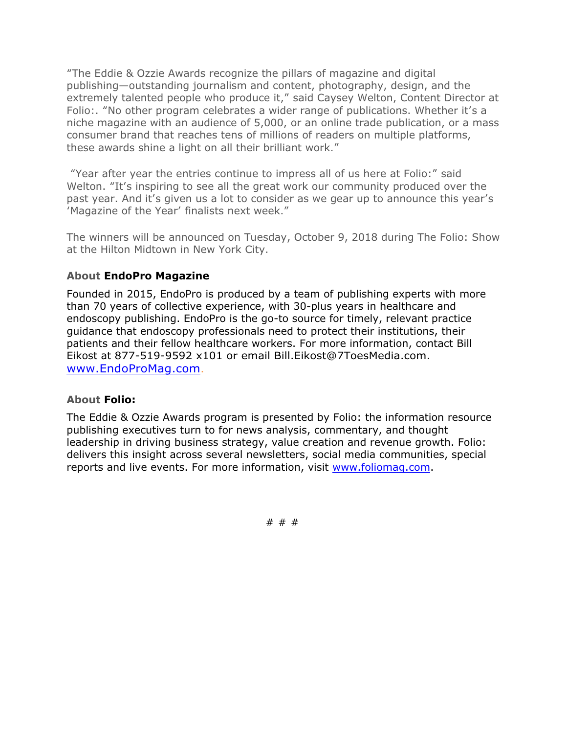"The Eddie & Ozzie Awards recognize the pillars of magazine and digital publishing—outstanding journalism and content, photography, design, and the extremely talented people who produce it," said Caysey Welton, Content Director at Folio:. "No other program celebrates a wider range of publications. Whether it's a niche magazine with an audience of 5,000, or an online trade publication, or a mass consumer brand that reaches tens of millions of readers on multiple platforms, these awards shine a light on all their brilliant work."

"Year after year the entries continue to impress all of us here at Folio:" said Welton. "It's inspiring to see all the great work our community produced over the past year. And it's given us a lot to consider as we gear up to announce this year's 'Magazine of the Year' finalists next week."

The winners will be announced on Tuesday, October 9, 2018 during The Folio: Show at the Hilton Midtown in New York City.

**About EndoPro Magazine**

Founded in 2015, EndoPro is produced by a team of publishing experts with more than 70 years of collective experience, with 30-plus years in healthcare and endoscopy publishing. EndoPro is the go-to source for timely, relevant practice guidance that endoscopy professionals need to protect their institutions, their patients and their fellow healthcare workers. For more information, contact Bill Eikost at 877-519-9592 x101 or email Bill.Eikost@7ToesMedia.com. www.EndoProMag.com.

**About Folio:**

The Eddie & Ozzie Awards program is presented by Folio: the information resource publishing executives turn to for news analysis, commentary, and thought leadership in driving business strategy, value creation and revenue growth. Folio: delivers this insight across several newsletters, social media communities, special reports and live events. For more information, visit www.foliomag.com.

# # #